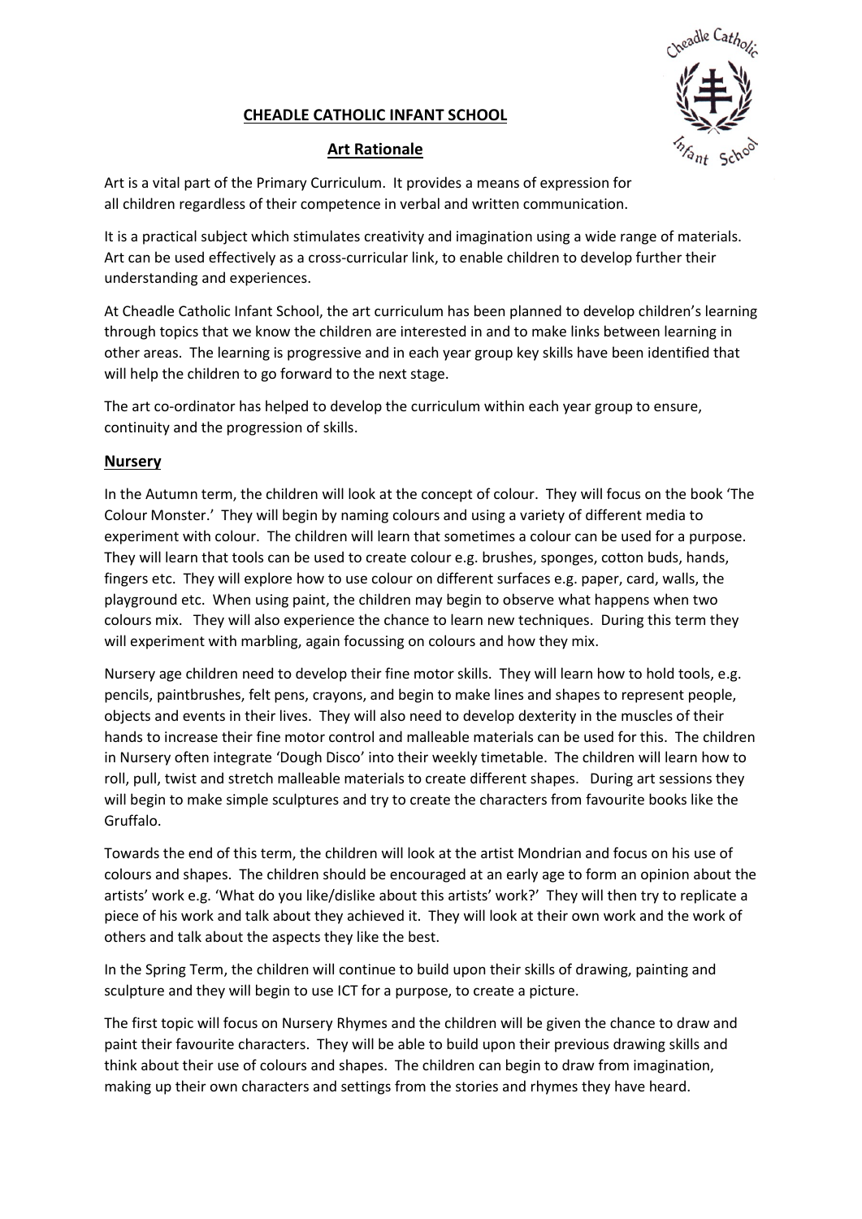# CHEADLE CATHOLIC INFANT SCHOOL

## Art Rationale

Art is a vital part of the Primary Curriculum. It provides a means of expression for all children regardless of their competence in verbal and written communication.

It is a practical subject which stimulates creativity and imagination using a wide range of materials. Art can be used effectively as a cross-curricular link, to enable children to develop further their understanding and experiences.

At Cheadle Catholic Infant School, the art curriculum has been planned to develop children's learning through topics that we know the children are interested in and to make links between learning in other areas. The learning is progressive and in each year group key skills have been identified that will help the children to go forward to the next stage.

The art co-ordinator has helped to develop the curriculum within each year group to ensure, continuity and the progression of skills.

### Nursery

In the Autumn term, the children will look at the concept of colour. They will focus on the book 'The Colour Monster.' They will begin by naming colours and using a variety of different media to experiment with colour. The children will learn that sometimes a colour can be used for a purpose. They will learn that tools can be used to create colour e.g. brushes, sponges, cotton buds, hands, fingers etc. They will explore how to use colour on different surfaces e.g. paper, card, walls, the playground etc. When using paint, the children may begin to observe what happens when two colours mix. They will also experience the chance to learn new techniques. During this term they will experiment with marbling, again focussing on colours and how they mix.

Nursery age children need to develop their fine motor skills. They will learn how to hold tools, e.g. pencils, paintbrushes, felt pens, crayons, and begin to make lines and shapes to represent people, objects and events in their lives. They will also need to develop dexterity in the muscles of their hands to increase their fine motor control and malleable materials can be used for this. The children in Nursery often integrate 'Dough Disco' into their weekly timetable. The children will learn how to roll, pull, twist and stretch malleable materials to create different shapes. During art sessions they will begin to make simple sculptures and try to create the characters from favourite books like the Gruffalo.

Towards the end of this term, the children will look at the artist Mondrian and focus on his use of colours and shapes. The children should be encouraged at an early age to form an opinion about the artists' work e.g. 'What do you like/dislike about this artists' work?' They will then try to replicate a piece of his work and talk about they achieved it. They will look at their own work and the work of others and talk about the aspects they like the best.

In the Spring Term, the children will continue to build upon their skills of drawing, painting and sculpture and they will begin to use ICT for a purpose, to create a picture.

The first topic will focus on Nursery Rhymes and the children will be given the chance to draw and paint their favourite characters. They will be able to build upon their previous drawing skills and think about their use of colours and shapes. The children can begin to draw from imagination, making up their own characters and settings from the stories and rhymes they have heard.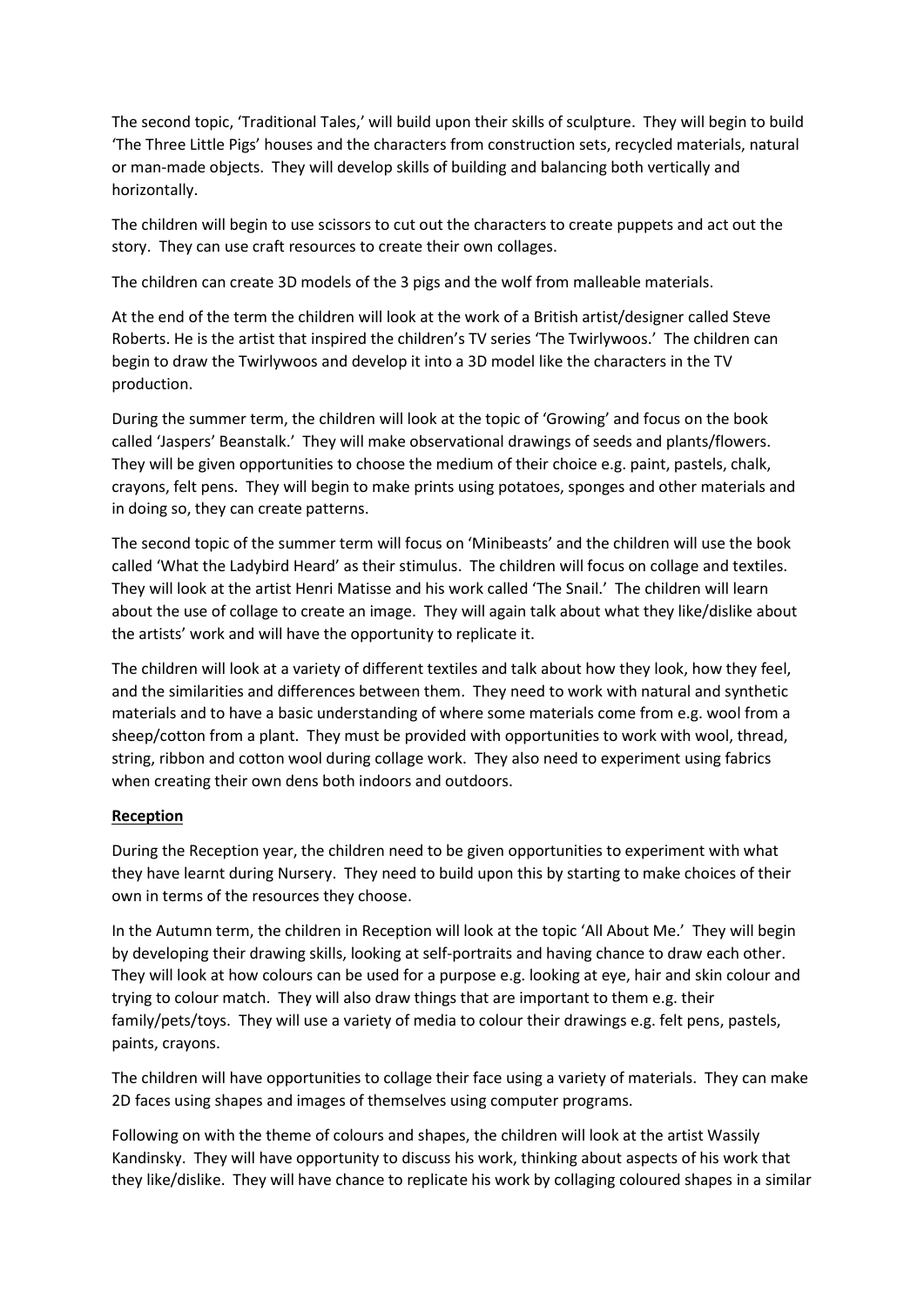The second topic, 'Traditional Tales,' will build upon their skills of sculpture. They will begin to build 'The Three Little Pigs' houses and the characters from construction sets, recycled materials, natural or man-made objects. They will develop skills of building and balancing both vertically and horizontally.

The children will begin to use scissors to cut out the characters to create puppets and act out the story. They can use craft resources to create their own collages.

The children can create 3D models of the 3 pigs and the wolf from malleable materials.

At the end of the term the children will look at the work of a British artist/designer called Steve Roberts. He is the artist that inspired the children's TV series 'The Twirlywoos.' The children can begin to draw the Twirlywoos and develop it into a 3D model like the characters in the TV production.

During the summer term, the children will look at the topic of 'Growing' and focus on the book called 'Jaspers' Beanstalk.' They will make observational drawings of seeds and plants/flowers. They will be given opportunities to choose the medium of their choice e.g. paint, pastels, chalk, crayons, felt pens. They will begin to make prints using potatoes, sponges and other materials and in doing so, they can create patterns.

The second topic of the summer term will focus on 'Minibeasts' and the children will use the book called 'What the Ladybird Heard' as their stimulus. The children will focus on collage and textiles. They will look at the artist Henri Matisse and his work called 'The Snail.' The children will learn about the use of collage to create an image. They will again talk about what they like/dislike about the artists' work and will have the opportunity to replicate it.

The children will look at a variety of different textiles and talk about how they look, how they feel, and the similarities and differences between them. They need to work with natural and synthetic materials and to have a basic understanding of where some materials come from e.g. wool from a sheep/cotton from a plant. They must be provided with opportunities to work with wool, thread, string, ribbon and cotton wool during collage work. They also need to experiment using fabrics when creating their own dens both indoors and outdoors.

**Reception**

During the Reception year, the children need to be given opportunities to experiment with what they have learnt during Nursery. They need to build upon this by starting to make choices of their own in terms of the resources they choose.

In the Autumn term, the children in Reception will look at the topic 'All About Me.' They will begin by developing their drawing skills, looking at self-portraits and having chance to draw each other. They will look at how colours can be used for a purpose e.g. looking at eye, hair and skin colour and trying to colour match. They will also draw things that are important to them e.g. their family/pets/toys. They will use a variety of media to colour their drawings e.g. felt pens, pastels, paints, crayons.

The children will have opportunities to collage their face using a variety of materials. They can make 2D faces using shapes and images of themselves using computer programs.

Following on with the theme of colours and shapes, the children will look at the artist Wassily Kandinsky. They will have opportunity to discuss his work, thinking about aspects of his work that they like/dislike. They will have chance to replicate his work by collaging coloured shapes in a similar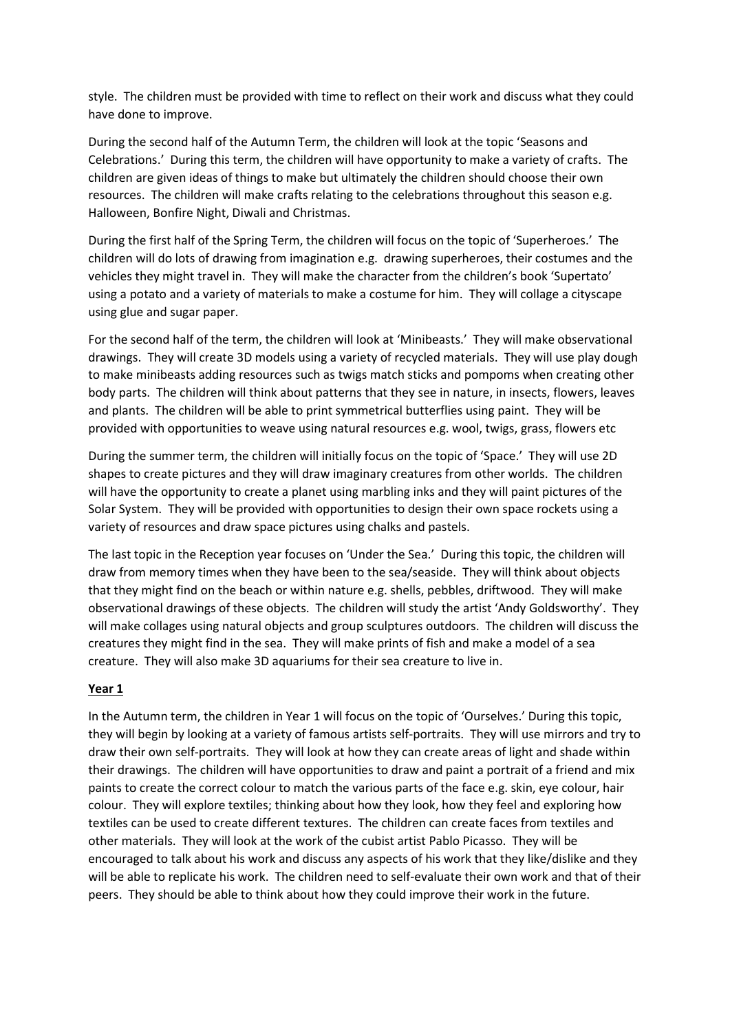style. The children must be provided with time to reflect on their work and discuss what they could have done to improve.

During the second half of the Autumn Term, the children will look at the topic 'Seasons and Celebrations.' During this term, the children will have opportunity to make a variety of crafts. The children are given ideas of things to make but ultimately the children should choose their own resources. The children will make crafts relating to the celebrations throughout this season e.g. Halloween, Bonfire Night, Diwali and Christmas.

During the first half of the Spring Term, the children will focus on the topic of 'Superheroes.' The children will do lots of drawing from imagination e.g. drawing superheroes, their costumes and the vehicles they might travel in. They will make the character from the children's book 'Supertato' using a potato and a variety of materials to make a costume for him. They will collage a cityscape using glue and sugar paper.

For the second half of the term, the children will look at 'Minibeasts.' They will make observational drawings. They will create 3D models using a variety of recycled materials. They will use play dough to make minibeasts adding resources such as twigs match sticks and pompoms when creating other body parts. The children will think about patterns that they see in nature, in insects, flowers, leaves and plants. The children will be able to print symmetrical butterflies using paint. They will be provided with opportunities to weave using natural resources e.g. wool, twigs, grass, flowers etc

During the summer term, the children will initially focus on the topic of 'Space.' They will use 2D shapes to create pictures and they will draw imaginary creatures from other worlds. The children will have the opportunity to create a planet using marbling inks and they will paint pictures of the Solar System. They will be provided with opportunities to design their own space rockets using a variety of resources and draw space pictures using chalks and pastels.

The last topic in the Reception year focuses on 'Under the Sea.' During this topic, the children will draw from memory times when they have been to the sea/seaside. They will think about objects that they might find on the beach or within nature e.g. shells, pebbles, driftwood. They will make observational drawings of these objects. The children will study the artist 'Andy Goldsworthy'. They will make collages using natural objects and group sculptures outdoors. The children will discuss the creatures they might find in the sea. They will make prints of fish and make a model of a sea creature. They will also make 3D aquariums for their sea creature to live in.

## Year 1

In the Autumn term, the children in Year 1 will focus on the topic of 'Ourselves.' During this topic, they will begin by looking at a variety of famous artists self-portraits. They will use mirrors and try to draw their own self-portraits. They will look at how they can create areas of light and shade within their drawings. The children will have opportunities to draw and paint a portrait of a friend and mix paints to create the correct colour to match the various parts of the face e.g. skin, eye colour, hair colour. They will explore textiles; thinking about how they look, how they feel and exploring how textiles can be used to create different textures. The children can create faces from textiles and other materials. They will look at the work of the cubist artist Pablo Picasso. They will be encouraged to talk about his work and discuss any aspects of his work that they like/dislike and they will be able to replicate his work. The children need to self-evaluate their own work and that of their peers. They should be able to think about how they could improve their work in the future.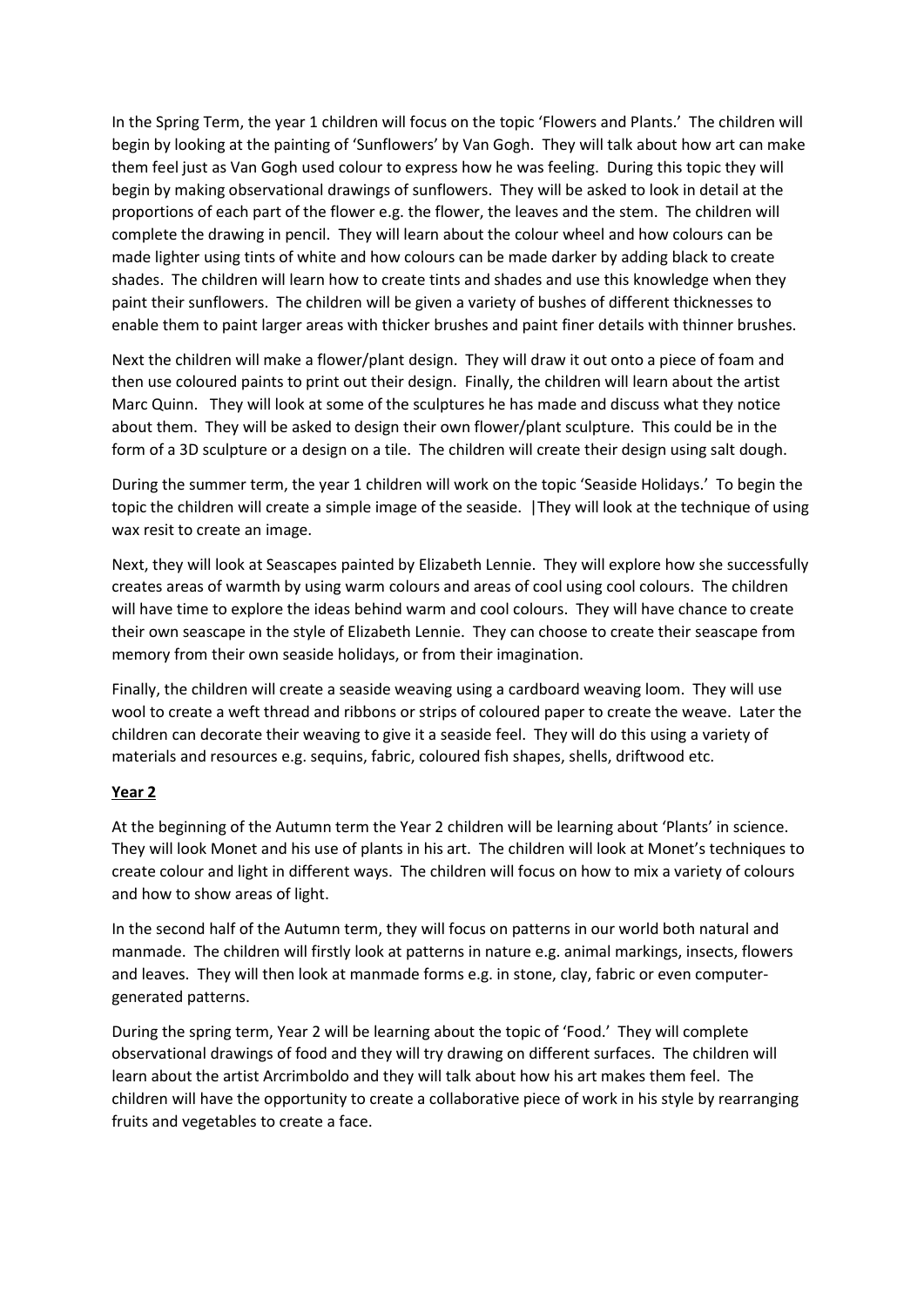In the Spring Term, the year 1 children will focus on the topic 'Flowers and Plants.' The children will begin by looking at the painting of 'Sunflowers' by Van Gogh. They will talk about how art can make them feel just as Van Gogh used colour to express how he was feeling. During this topic they will begin by making observational drawings of sunflowers. They will be asked to look in detail at the proportions of each part of the flower e.g. the flower, the leaves and the stem. The children will complete the drawing in pencil. They will learn about the colour wheel and how colours can be made lighter using tints of white and how colours can be made darker by adding black to create shades. The children will learn how to create tints and shades and use this knowledge when they paint their sunflowers. The children will be given a variety of bushes of different thicknesses to enable them to paint larger areas with thicker brushes and paint finer details with thinner brushes.

Next the children will make a flower/plant design. They will draw it out onto a piece of foam and then use coloured paints to print out their design. Finally, the children will learn about the artist Marc Quinn. They will look at some of the sculptures he has made and discuss what they notice about them. They will be asked to design their own flower/plant sculpture. This could be in the form of a 3D sculpture or a design on a tile. The children will create their design using salt dough.

During the summer term, the year 1 children will work on the topic 'Seaside Holidays.' To begin the topic the children will create a simple image of the seaside. |They will look at the technique of using wax resit to create an image.

Next, they will look at Seascapes painted by Elizabeth Lennie. They will explore how she successfully creates areas of warmth by using warm colours and areas of cool using cool colours. The children will have time to explore the ideas behind warm and cool colours. They will have chance to create their own seascape in the style of Elizabeth Lennie. They can choose to create their seascape from memory from their own seaside holidays, or from their imagination.

Finally, the children will create a seaside weaving using a cardboard weaving loom. They will use wool to create a weft thread and ribbons or strips of coloured paper to create the weave. Later the children can decorate their weaving to give it a seaside feel. They will do this using a variety of materials and resources e.g. sequins, fabric, coloured fish shapes, shells, driftwood etc.

**Year 2**

At the beginning of the Autumn term the Year 2 children will be learning about 'Plants' in science. They will look Monet and his use of plants in his art. The children will look at Monet's techniques to create colour and light in different ways. The children will focus on how to mix a variety of colours and how to show areas of light.

In the second half of the Autumn term, they will focus on patterns in our world both natural and manmade. The children will firstly look at patterns in nature e.g. animal markings, insects, flowers and leaves. They will then look at manmade forms e.g. in stone, clay, fabric or even computer-generated patterns.

During the spring term, Year 2 will be learning about the topic of 'Food.' They will complete observational drawings of food and they will try drawing on different surfaces. The children will learn about the artist Arcrimboldo and they will talk about how his art makes them feel. The children will have the opportunity to create a collaborative piece of work in his style by rearranging fruits and vegetables to create a face.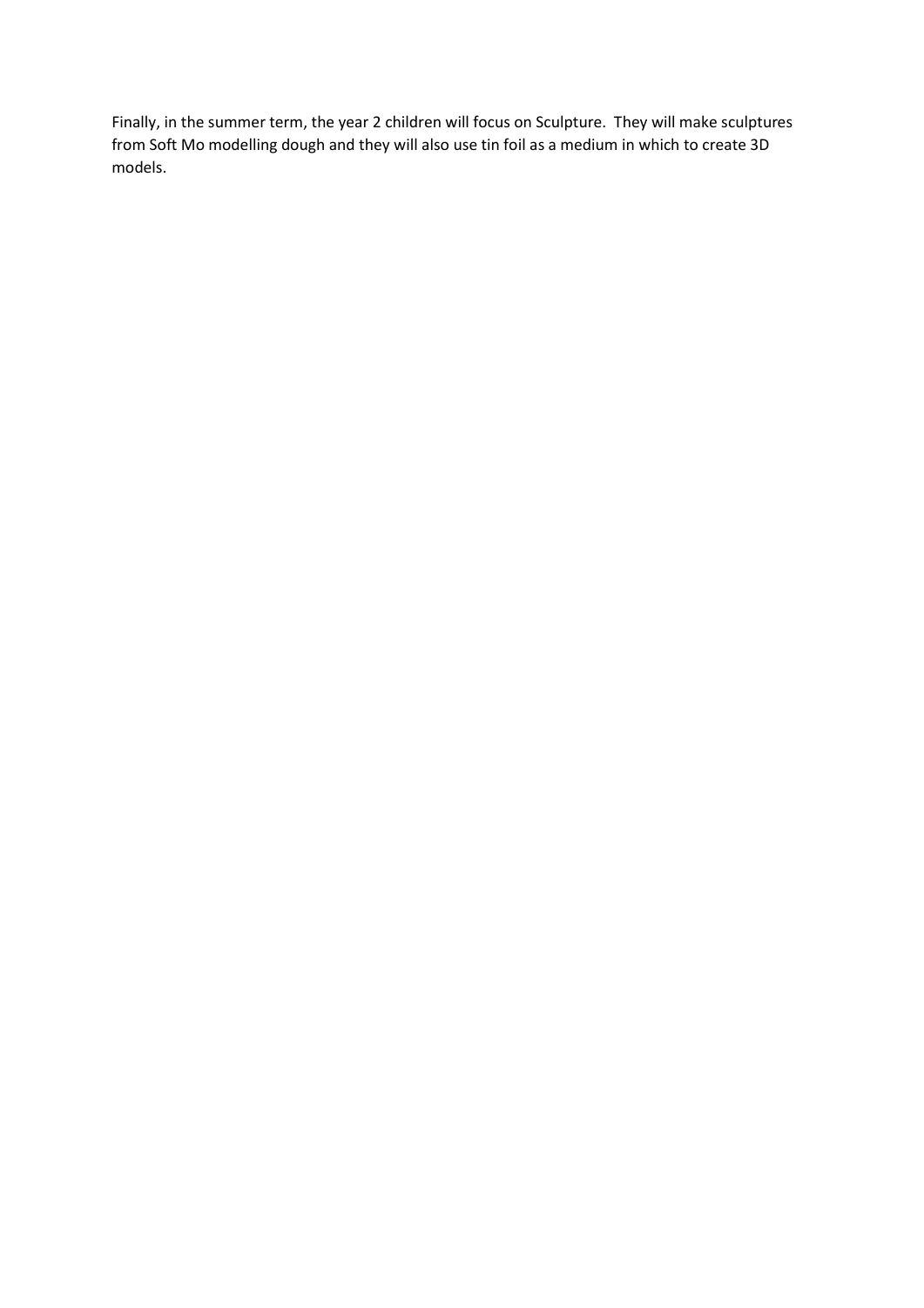Finally, in the summer term, the year 2 children will focus on Sculpture.  They will make sculptures from Soft Mo modelling dough and they will also use tin foil as a medium in which to create 3D models.